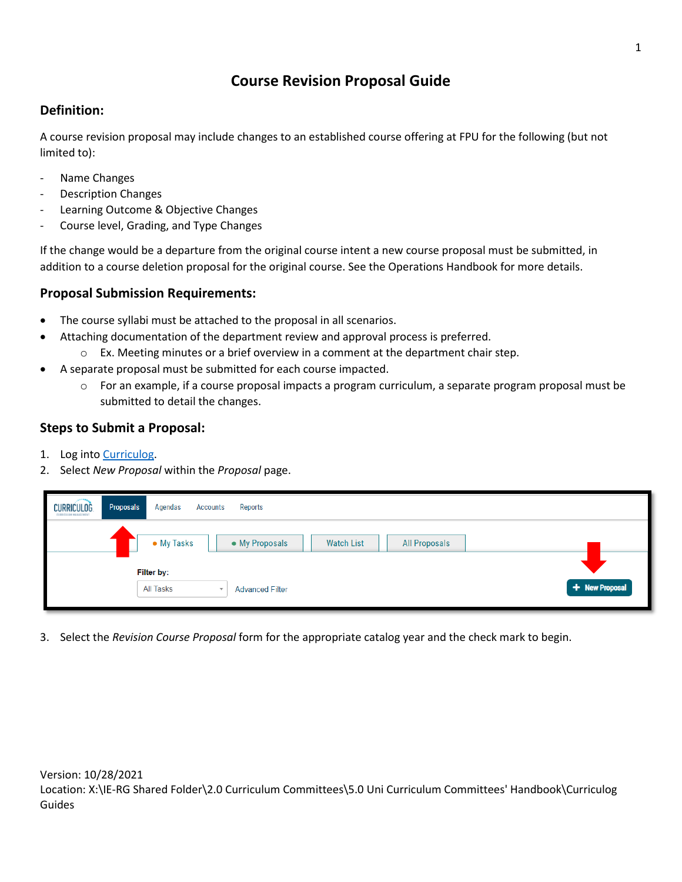# Course Revision Proposal Guide

## Definition:

A course revision proposal may include changes to an established course offering at FPU for the following (but not limited to):

- Name Changes
- Description Changes
- Learning Outcome & Objective Changes
- Course level, Grading, and Type Changes

If the change would be a departure from the original course intent a new course proposal must be submitted, in addition to a course deletion proposal for the original course. See the Operations Handbook for more details.

## Proposal Submission Requirements:

- The course syllabi must be attached to the proposal in all scenarios.
- Attaching documentation of the department review and approval process is preferred.
  - Ex. Meeting minutes or a brief overview in a comment at the department chair step.
- A separate proposal must be submitted for each course impacted.
  - For an example, if a course proposal impacts a program curriculum, a separate program proposal must be submitted to detail the changes.

## Steps to Submit a Proposal:

1. Log into [Curriculog](Curriculog).
2. Select *New Proposal* within the *Proposal* page.
3. Select the *Revision Course Proposal* form for the appropriate catalog year and the check mark to begin.

Version: 10/28/2021
Location: X:\IE-RG Shared Folder\2.0 Curriculum Committees\5.0 Uni Curriculum Committees' Handbook\Curriculog Guides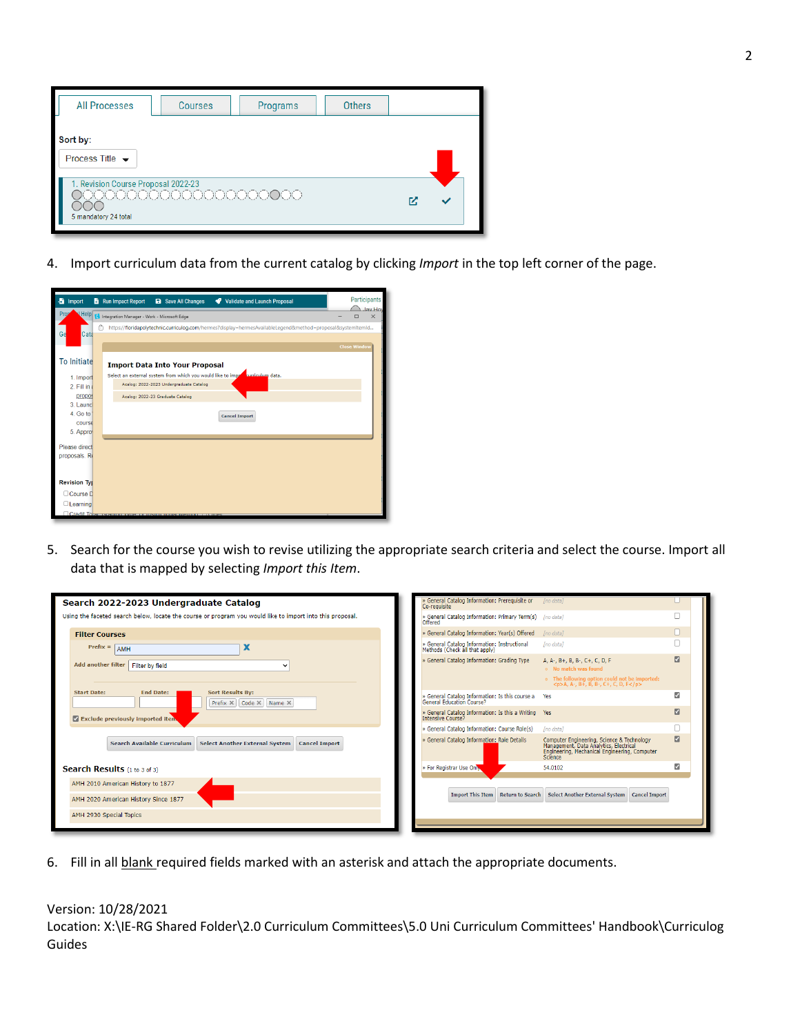4. Import curriculum data from the current catalog by clicking *Import* in the top left corner of the page.

5. Search for the course you wish to revise utilizing the appropriate search criteria and select the course. Import all data that is mapped by selecting *Import this Item*.

6. Fill in all blank required fields marked with an asterisk and attach the appropriate documents.

Version: 10/28/2021
Location: X:\IE-RG Shared Folder\2.0 Curriculum Committees\5.0 Uni Curriculum Committees' Handbook\Curriculog Guides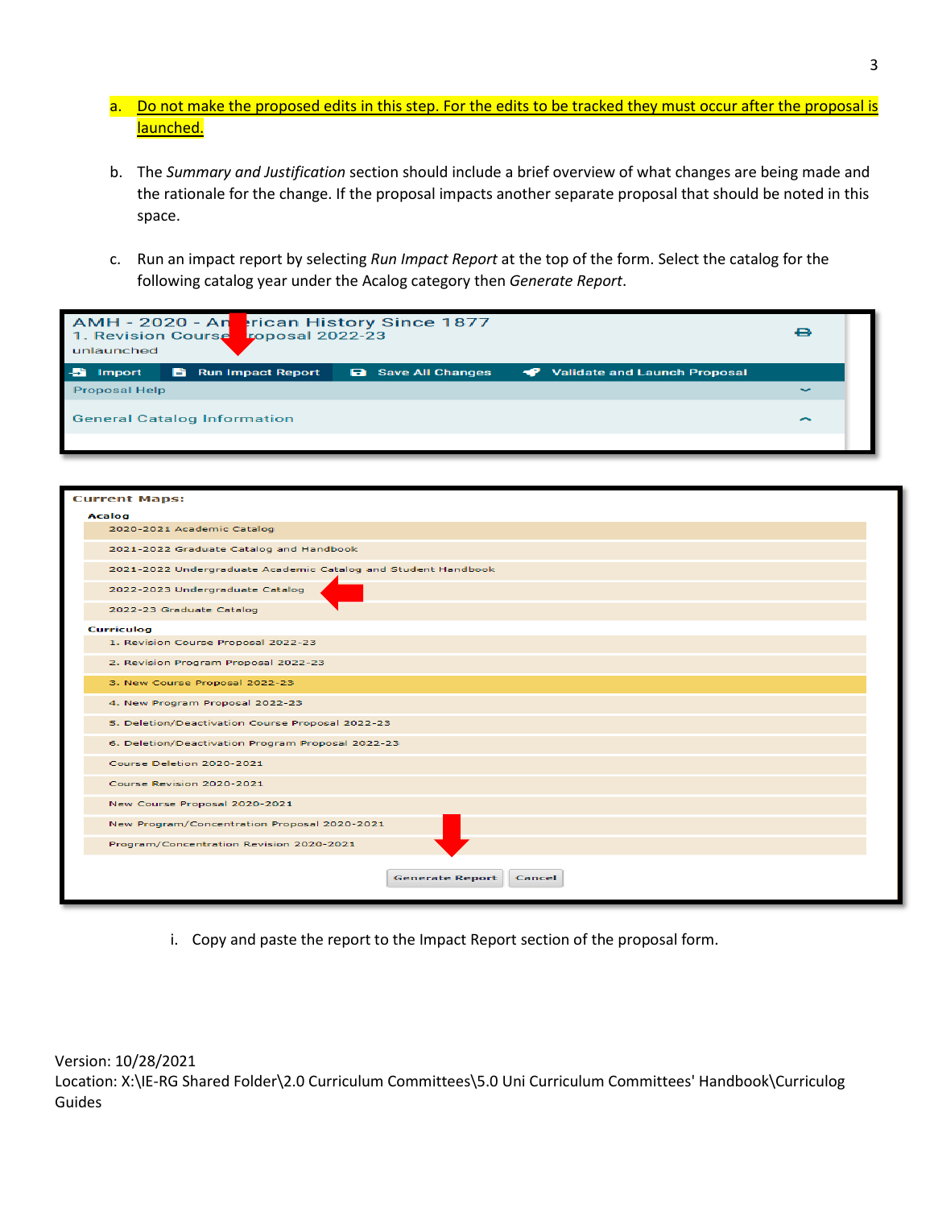a. Do not make the proposed edits in this step. For the edits to be tracked they must occur after the proposal is launched.

b. The *Summary and Justification* section should include a brief overview of what changes are being made and the rationale for the change. If the proposal impacts another separate proposal that should be noted in this space.

c. Run an impact report by selecting *Run Impact Report* at the top of the form. Select the catalog for the following catalog year under the Acalog category then *Generate Report*.

AMH - 2020 - American History Since 1877
1. Revision Course Proposal 2022-23
unlaunched

Import | Run Impact Report | Save All Changes | Validate and Launch Proposal

Proposal Help

General Catalog Information

**Current Maps:**

**Acalog**

- 2020-2021 Academic Catalog
- 2021-2022 Graduate Catalog and Handbook
- 2021-2022 Undergraduate Academic Catalog and Student Handbook
- 2022-2023 Undergraduate Catalog
- 2022-23 Graduate Catalog

**Curriculog**

- 1. Revision Course Proposal 2022-23
- 2. Revision Program Proposal 2022-23
- 3. New Course Proposal 2022-23
- 4. New Program Proposal 2022-23
- 5. Deletion/Deactivation Course Proposal 2022-23
- 6. Deletion/Deactivation Program Proposal 2022-23
- Course Deletion 2020-2021
- Course Revision 2020-2021
- New Course Proposal 2020-2021
- New Program/Concentration Proposal 2020-2021
- Program/Concentration Revision 2020-2021

Generate Report | Cancel

i. Copy and paste the report to the Impact Report section of the proposal form.

Version: 10/28/2021
Location: X:\IE-RG Shared Folder\2.0 Curriculum Committees\5.0 Uni Curriculum Committees' Handbook\Curriculog Guides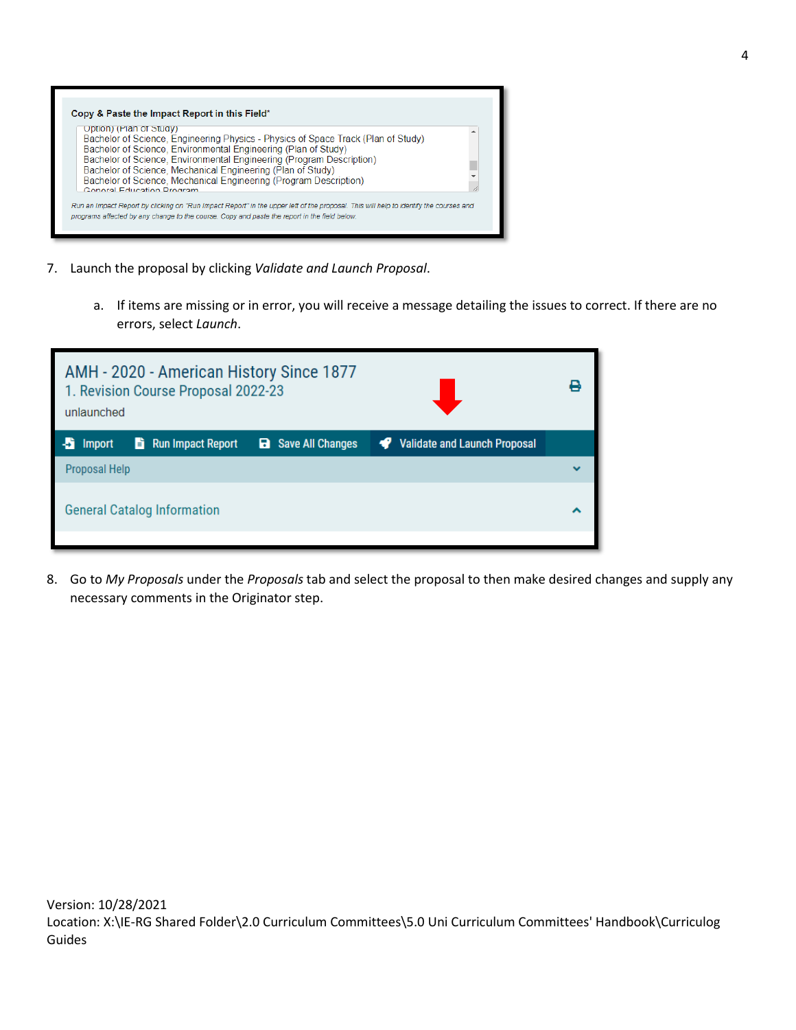Copy & Paste the Impact Report in this Field*

Option) (Plan of Study)
Bachelor of Science, Engineering Physics - Physics of Space Track (Plan of Study)
Bachelor of Science, Environmental Engineering (Plan of Study)
Bachelor of Science, Environmental Engineering (Program Description)
Bachelor of Science, Mechanical Engineering (Plan of Study)
Bachelor of Science, Mechanical Engineering (Program Description)
General Education Program

*Run an Impact Report by clicking on "Run Impact Report" in the upper left of the proposal. This will help to identify the courses and programs affected by any change to the course. Copy and paste the report in the field below.*

7. Launch the proposal by clicking *Validate and Launch Proposal*.

   a. If items are missing or in error, you will receive a message detailing the issues to correct. If there are no errors, select *Launch*.

AMH - 2020 - American History Since 1877
1. Revision Course Proposal 2022-23
unlaunched

Import | Run Impact Report | Save All Changes | Validate and Launch Proposal

Proposal Help

General Catalog Information

8. Go to *My Proposals* under the *Proposals* tab and select the proposal to then make desired changes and supply any necessary comments in the Originator step.

Version: 10/28/2021
Location: X:\IE-RG Shared Folder\2.0 Curriculum Committees\5.0 Uni Curriculum Committees' Handbook\Curriculog Guides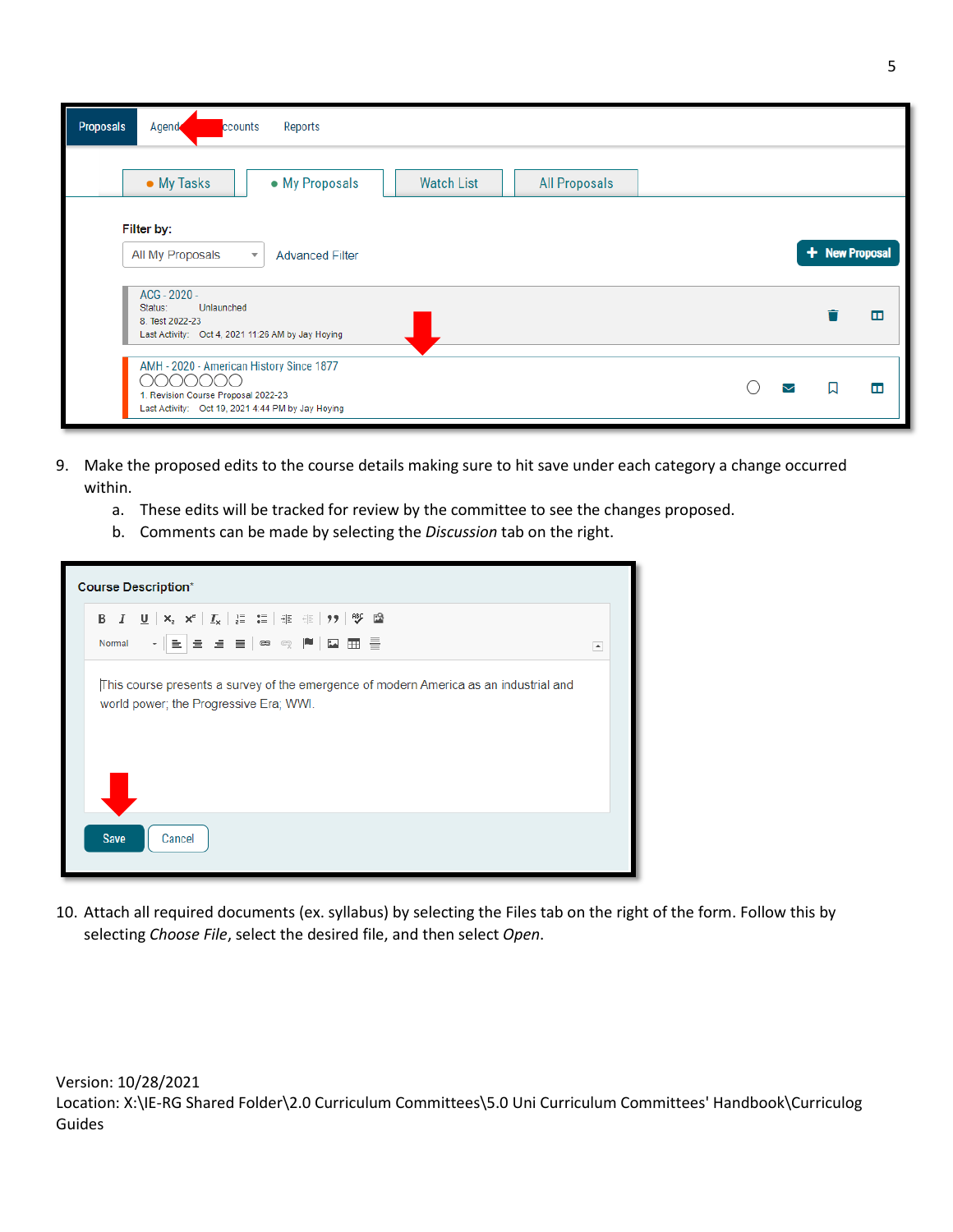9. Make the proposed edits to the course details making sure to hit save under each category a change occurred within.
    a. These edits will be tracked for review by the committee to see the changes proposed.
    b. Comments can be made by selecting the *Discussion* tab on the right.

10. Attach all required documents (ex. syllabus) by selecting the Files tab on the right of the form. Follow this by selecting *Choose File*, select the desired file, and then select *Open*.

Version: 10/28/2021
Location: X:\IE-RG Shared Folder\2.0 Curriculum Committees\5.0 Uni Curriculum Committees' Handbook\Curriculog Guides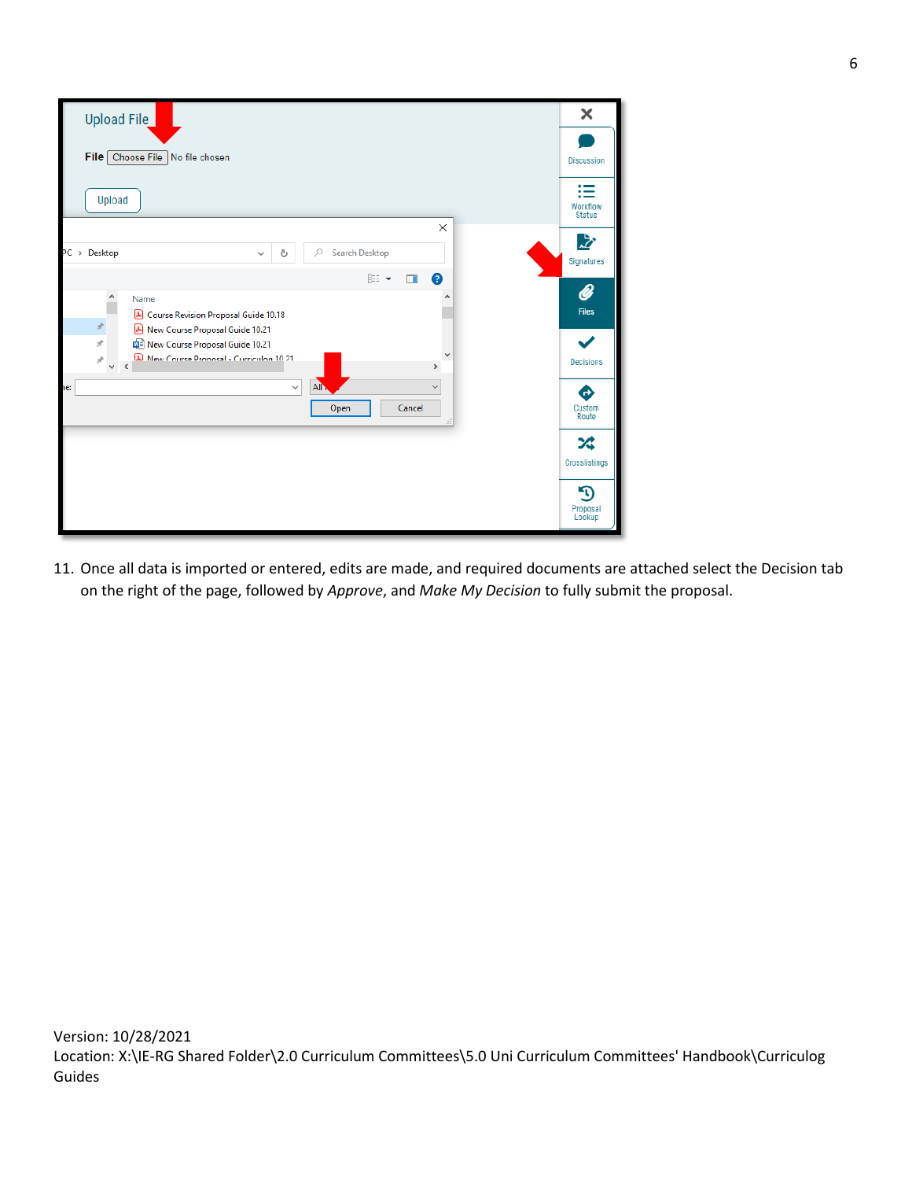11. Once all data is imported or entered, edits are made, and required documents are attached select the Decision tab on the right of the page, followed by *Approve*, and *Make My Decision* to fully submit the proposal.

Version: 10/28/2021
Location: X:\IE-RG Shared Folder\2.0 Curriculum Committees\5.0 Uni Curriculum Committees' Handbook\Curriculog Guides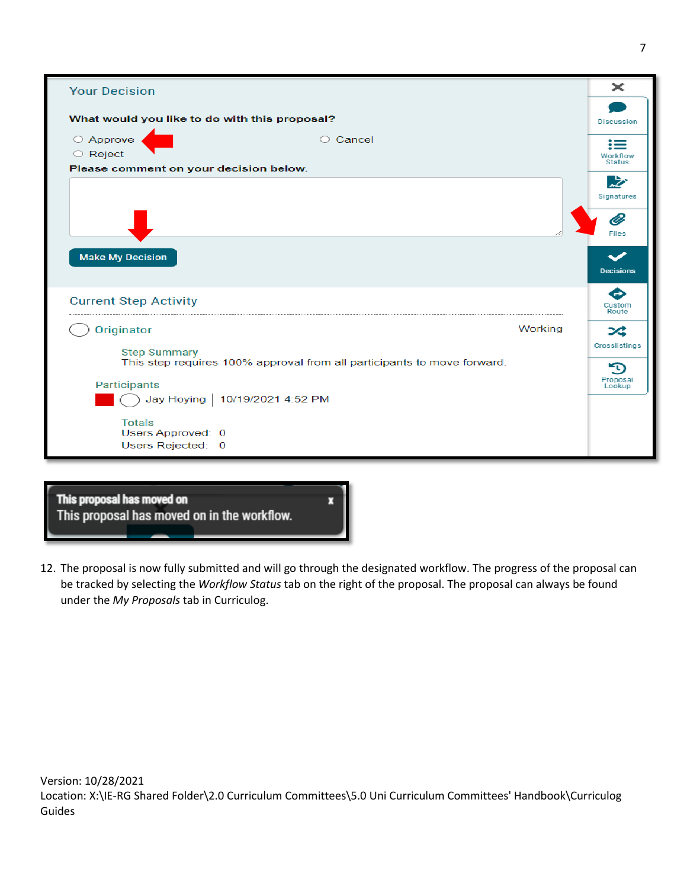Your Decision

What would you like to do with this proposal?

- Approve
- Reject
- Cancel

Please comment on your decision below.

Make My Decision

Current Step Activity

Originator — Working

Step Summary
This step requires 100% approval from all participants to move forward.

Participants
Jay Hoying | 10/19/2021 4:52 PM

Totals
Users Approved: 0
Users Rejected: 0

Discussion | Workflow Status | Signatures | Files | Decisions | Custom Route | Crosslistings | Proposal Lookup

This proposal has moved on
This proposal has moved on in the workflow.

12. The proposal is now fully submitted and will go through the designated workflow. The progress of the proposal can be tracked by selecting the *Workflow Status* tab on the right of the proposal. The proposal can always be found under the *My Proposals* tab in Curriculog.

Version: 10/28/2021
Location: X:\IE-RG Shared Folder\2.0 Curriculum Committees\5.0 Uni Curriculum Committees' Handbook\Curriculog Guides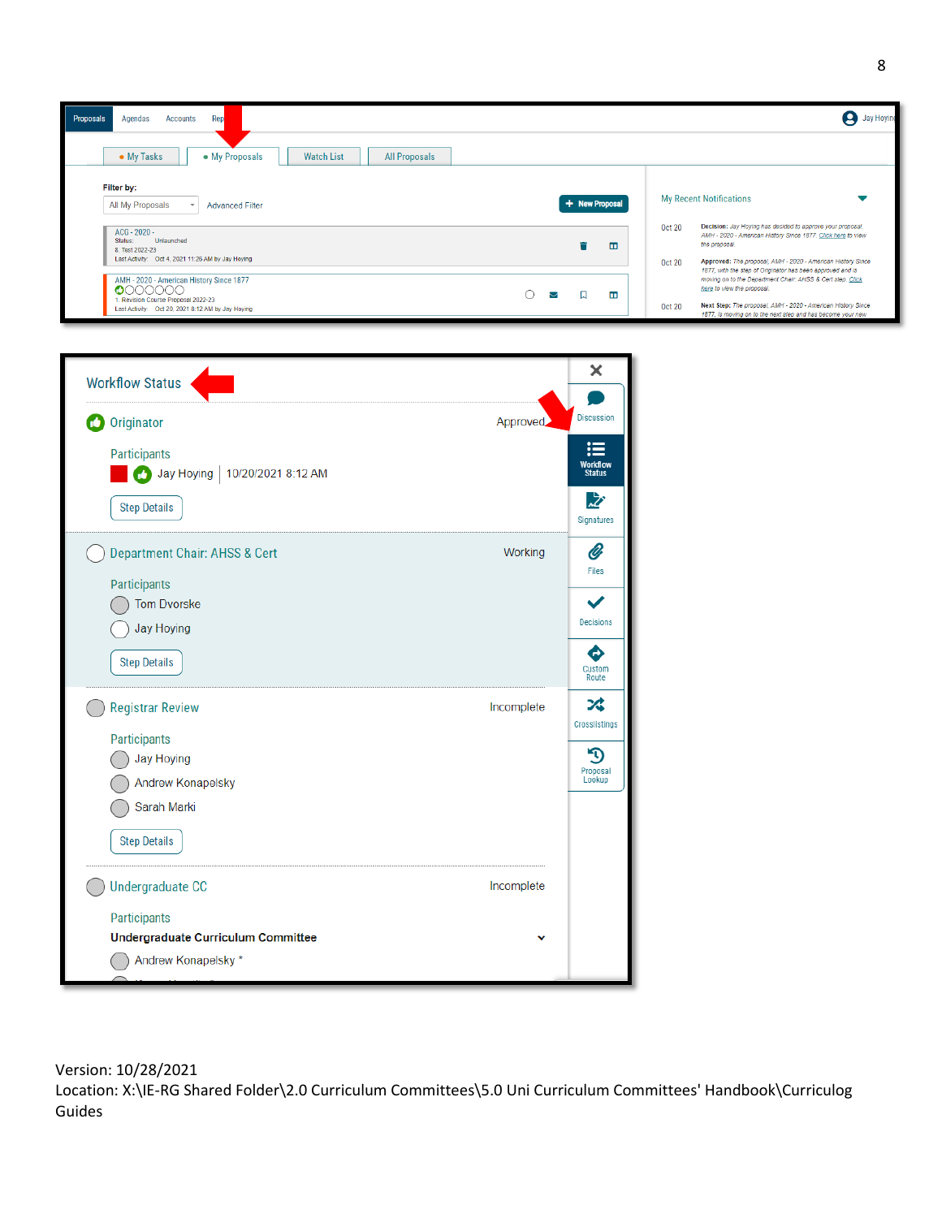Proposals | Agendas | Accounts | Rep

Jay Hoying

- My Tasks
- My Proposals
- Watch List
- All Proposals

Filter by:

All My Proposals | Advanced Filter

New Proposal

ACG - 2020 -
Status: Unlaunched
8. Test 2022-23
Last Activity: Oct 4, 2021 11:26 AM by Jay Hoying

AMH - 2020 - American History Since 1877
1. Revision Course Proposal 2022-23
Last Activity: Oct 20, 2021 8:12 AM by Jay Hoying

My Recent Notifications

Oct 20 — Decision: Jay Hoying has decided to approve your proposal, AMH - 2020 - American History Since 1877. Click here to view the proposal.

Oct 20 — Approved: The proposal, AMH - 2020 - American History Since 1877, with the step of Originator has been approved and is moving on to the Department Chair: AHSS & Cert step. Click here to view the proposal.

Oct 20 — Next Step: The proposal, AMH - 2020 - American History Since 1877, is moving on to the next step and has become your new

## Workflow Status

**Originator** — Approved

Participants
- Jay Hoying | 10/20/2021 8:12 AM

Step Details

**Department Chair: AHSS & Cert** — Working

Participants
- Tom Dvorske
- Jay Hoying

Step Details

**Registrar Review** — Incomplete

Participants
- Jay Hoying
- Andrew Konapelsky
- Sarah Marki

Step Details

**Undergraduate CC** — Incomplete

Participants

**Undergraduate Curriculum Committee**
- Andrew Konapelsky *

Discussion | Workflow Status | Signatures | Files | Decisions | Custom Route | Crosslistings | Proposal Lookup

Version: 10/28/2021
Location: X:\IE-RG Shared Folder\2.0 Curriculum Committees\5.0 Uni Curriculum Committees' Handbook\Curriculog Guides